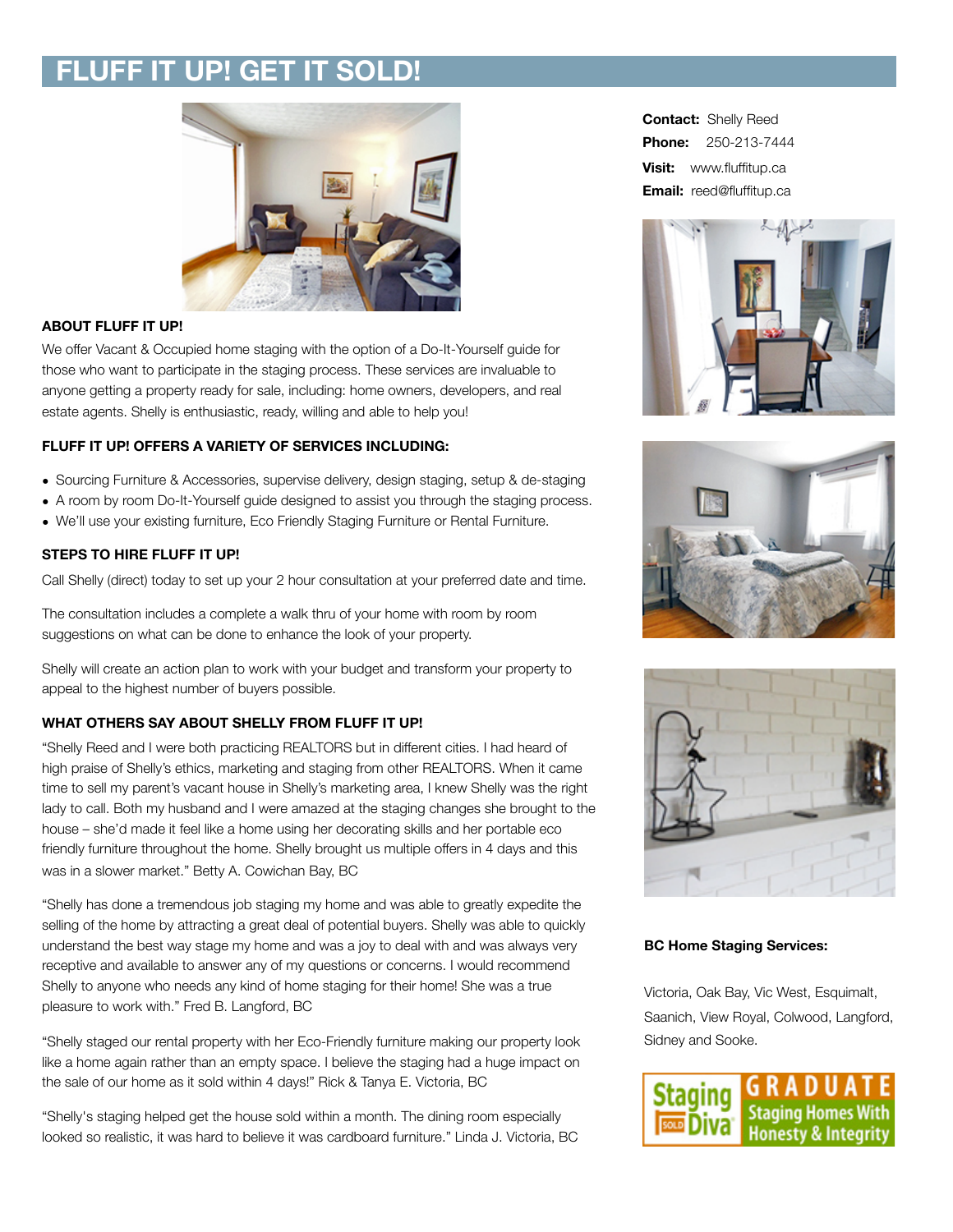# FLUFF IT UP! GET IT SOLD!

**Contact:** Shelly Reed
**Phone:** 250-213-7444
**Visit:** www.fluffitup.ca
**Email:** reed@fluffitup.ca

### ABOUT FLUFF IT UP!

We offer Vacant & Occupied home staging with the option of a Do-It-Yourself guide for those who want to participate in the staging process. These services are invaluable to anyone getting a property ready for sale, including: home owners, developers, and real estate agents. Shelly is enthusiastic, ready, willing and able to help you!

### FLUFF IT UP! OFFERS A VARIETY OF SERVICES INCLUDING:

- Sourcing Furniture & Accessories, supervise delivery, design staging, setup & de-staging
- A room by room Do-It-Yourself guide designed to assist you through the staging process.
- We'll use your existing furniture, Eco Friendly Staging Furniture or Rental Furniture.

### STEPS TO HIRE FLUFF IT UP!

Call Shelly (direct) today to set up your 2 hour consultation at your preferred date and time.

The consultation includes a complete a walk thru of your home with room by room suggestions on what can be done to enhance the look of your property.

Shelly will create an action plan to work with your budget and transform your property to appeal to the highest number of buyers possible.

### WHAT OTHERS SAY ABOUT SHELLY FROM FLUFF IT UP!

"Shelly Reed and I were both practicing REALTORS but in different cities. I had heard of high praise of Shelly's ethics, marketing and staging from other REALTORS. When it came time to sell my parent's vacant house in Shelly's marketing area, I knew Shelly was the right lady to call. Both my husband and I were amazed at the staging changes she brought to the house – she'd made it feel like a home using her decorating skills and her portable eco friendly furniture throughout the home. Shelly brought us multiple offers in 4 days and this was in a slower market." Betty A. Cowichan Bay, BC

"Shelly has done a tremendous job staging my home and was able to greatly expedite the selling of the home by attracting a great deal of potential buyers. Shelly was able to quickly understand the best way stage my home and was a joy to deal with and was always very receptive and available to answer any of my questions or concerns. I would recommend Shelly to anyone who needs any kind of home staging for their home! She was a true pleasure to work with." Fred B. Langford, BC

"Shelly staged our rental property with her Eco-Friendly furniture making our property look like a home again rather than an empty space. I believe the staging had a huge impact on the sale of our home as it sold within 4 days!" Rick & Tanya E. Victoria, BC

"Shelly's staging helped get the house sold within a month. The dining room especially looked so realistic, it was hard to believe it was cardboard furniture." Linda J. Victoria, BC

**BC Home Staging Services:**

Victoria, Oak Bay, Vic West, Esquimalt, Saanich, View Royal, Colwood, Langford, Sidney and Sooke.

Staging Diva GRADUATE Staging Homes With Honesty & Integrity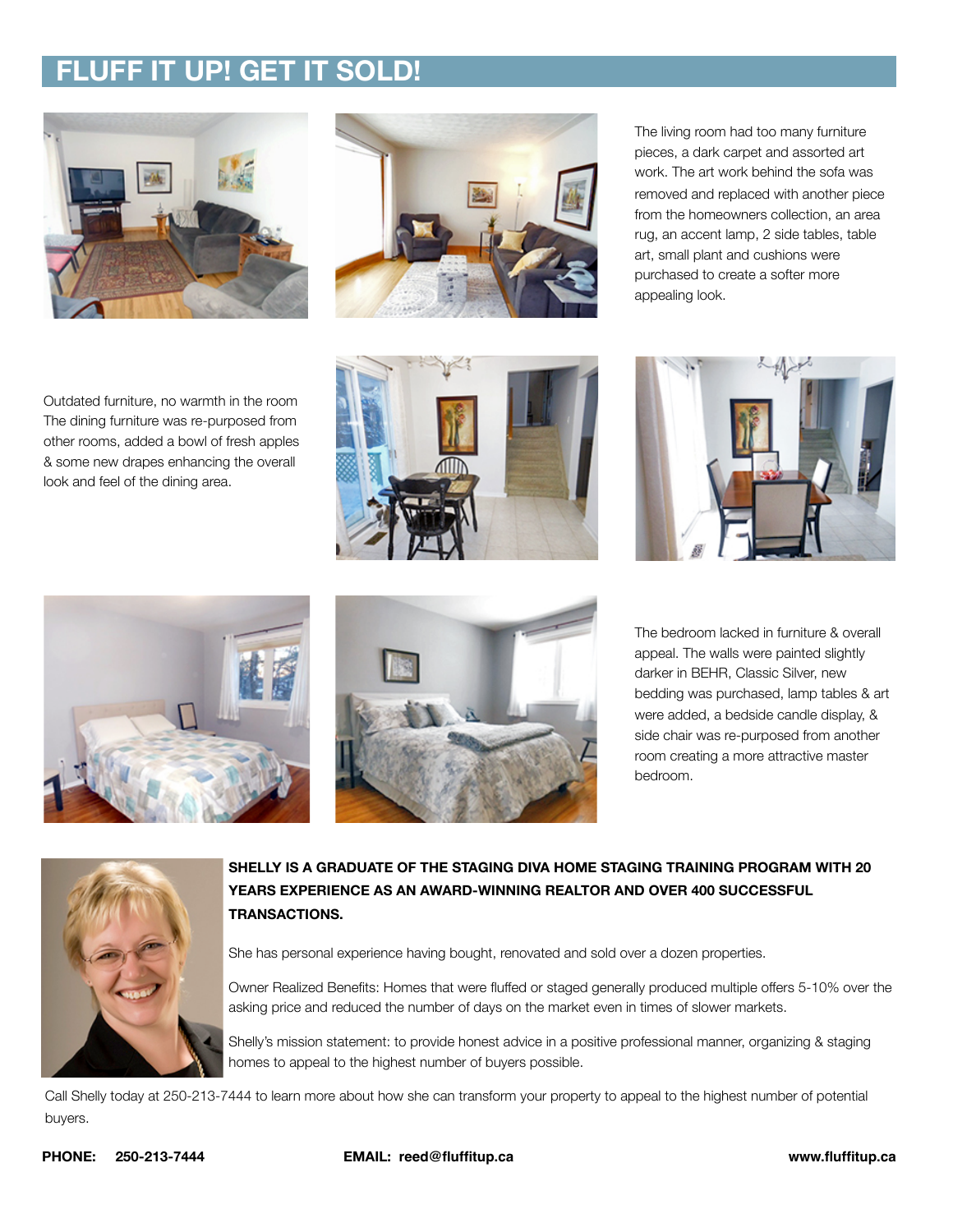# FLUFF IT UP! GET IT SOLD!

The living room had too many furniture pieces, a dark carpet and assorted art work. The art work behind the sofa was removed and replaced with another piece from the homeowners collection, an area rug, an accent lamp, 2 side tables, table art, small plant and cushions were purchased to create a softer more appealing look.

Outdated furniture, no warmth in the room The dining furniture was re-purposed from other rooms, added a bowl of fresh apples & some new drapes enhancing the overall look and feel of the dining area.

The bedroom lacked in furniture & overall appeal. The walls were painted slightly darker in BEHR, Classic Silver, new bedding was purchased, lamp tables & art were added, a bedside candle display, & side chair was re-purposed from another room creating a more attractive master bedroom.

**SHELLY IS A GRADUATE OF THE STAGING DIVA HOME STAGING TRAINING PROGRAM WITH 20 YEARS EXPERIENCE AS AN AWARD-WINNING REALTOR AND OVER 400 SUCCESSFUL TRANSACTIONS.**

She has personal experience having bought, renovated and sold over a dozen properties.

Owner Realized Benefits: Homes that were fluffed or staged generally produced multiple offers 5-10% over the asking price and reduced the number of days on the market even in times of slower markets.

Shelly's mission statement: to provide honest advice in a positive professional manner, organizing & staging homes to appeal to the highest number of buyers possible.

Call Shelly today at 250-213-7444 to learn more about how she can transform your property to appeal to the highest number of potential buyers.

**PHONE: 250-213-7444** **EMAIL: reed@fluffitup.ca** **www.fluffitup.ca**